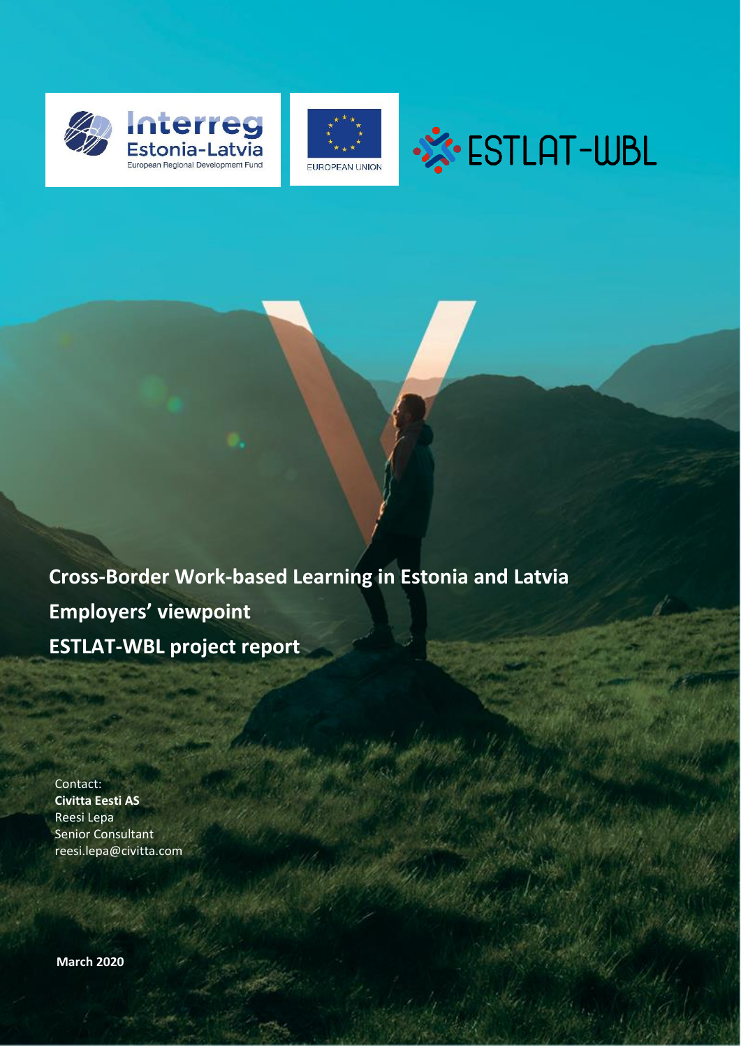# Cross-Border Work-based Learning in Estonia and Latvia

## Employers' viewpoint

## ESTLAT-WBL project report

Contact:
**Civitta Eesti AS**
Reesi Lepa
Senior Consultant
reesi.lepa@civitta.com

**March 2020**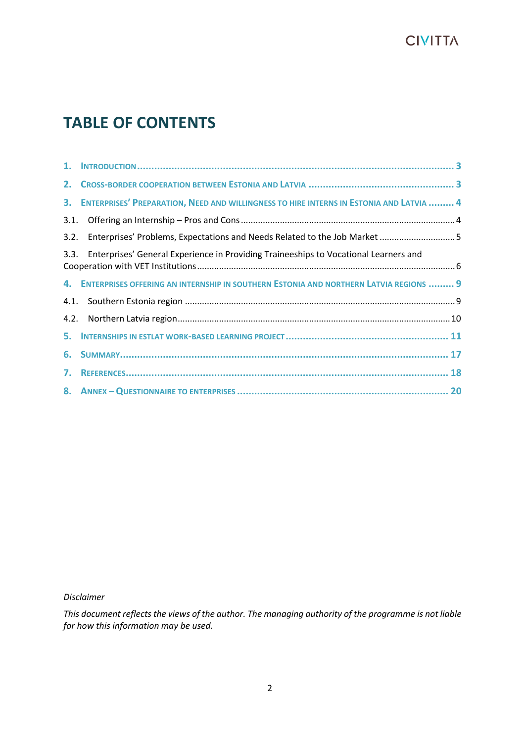# TABLE OF CONTENTS

1. INTRODUCTION ........ 3
2. CROSS-BORDER COOPERATION BETWEEN ESTONIA AND LATVIA ........ 3
3. ENTERPRISES' PREPARATION, NEED AND WILLINGNESS TO HIRE INTERNS IN ESTONIA AND LATVIA ........ 4
   - 3.1. Offering an Internship – Pros and Cons ........ 4
   - 3.2. Enterprises' Problems, Expectations and Needs Related to the Job Market ........ 5
   - 3.3. Enterprises' General Experience in Providing Traineeships to Vocational Learners and Cooperation with VET Institutions ........ 6
4. ENTERPRISES OFFERING AN INTERNSHIP IN SOUTHERN ESTONIA AND NORTHERN LATVIA REGIONS ........ 9
   - 4.1. Southern Estonia region ........ 9
   - 4.2. Northern Latvia region ........ 10
5. INTERNSHIPS IN ESTLAT WORK-BASED LEARNING PROJECT ........ 11
6. SUMMARY ........ 17
7. REFERENCES ........ 18
8. ANNEX – QUESTIONNAIRE TO ENTERPRISES ........ 20

*Disclaimer*

*This document reflects the views of the author. The managing authority of the programme is not liable for how this information may be used.*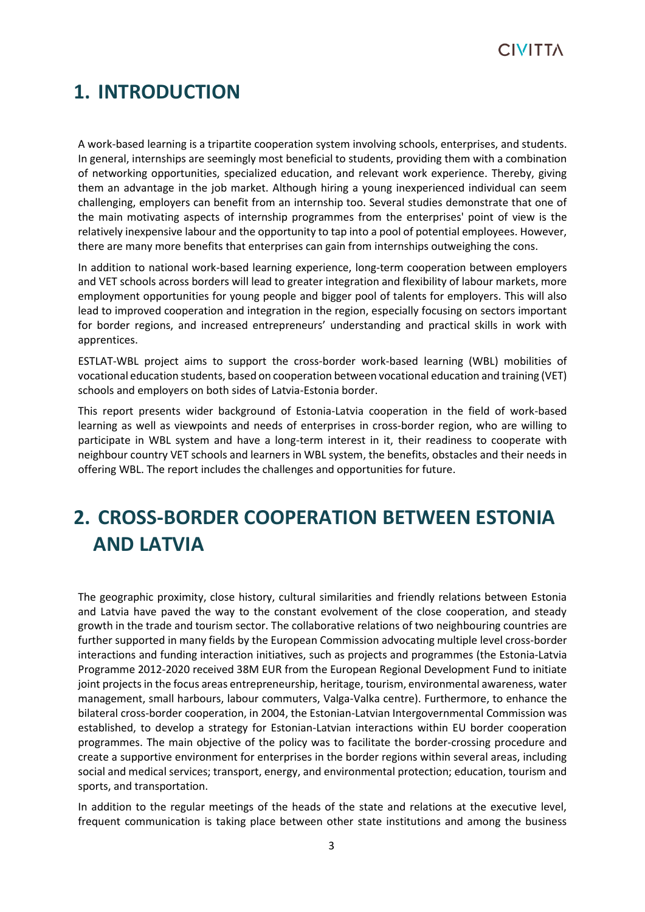# 1. INTRODUCTION

A work-based learning is a tripartite cooperation system involving schools, enterprises, and students. In general, internships are seemingly most beneficial to students, providing them with a combination of networking opportunities, specialized education, and relevant work experience. Thereby, giving them an advantage in the job market. Although hiring a young inexperienced individual can seem challenging, employers can benefit from an internship too. Several studies demonstrate that one of the main motivating aspects of internship programmes from the enterprises' point of view is the relatively inexpensive labour and the opportunity to tap into a pool of potential employees. However, there are many more benefits that enterprises can gain from internships outweighing the cons.

In addition to national work-based learning experience, long-term cooperation between employers and VET schools across borders will lead to greater integration and flexibility of labour markets, more employment opportunities for young people and bigger pool of talents for employers. This will also lead to improved cooperation and integration in the region, especially focusing on sectors important for border regions, and increased entrepreneurs' understanding and practical skills in work with apprentices.

ESTLAT-WBL project aims to support the cross-border work-based learning (WBL) mobilities of vocational education students, based on cooperation between vocational education and training (VET) schools and employers on both sides of Latvia-Estonia border.

This report presents wider background of Estonia-Latvia cooperation in the field of work-based learning as well as viewpoints and needs of enterprises in cross-border region, who are willing to participate in WBL system and have a long-term interest in it, their readiness to cooperate with neighbour country VET schools and learners in WBL system, the benefits, obstacles and their needs in offering WBL. The report includes the challenges and opportunities for future.

# 2. CROSS-BORDER COOPERATION BETWEEN ESTONIA AND LATVIA

The geographic proximity, close history, cultural similarities and friendly relations between Estonia and Latvia have paved the way to the constant evolvement of the close cooperation, and steady growth in the trade and tourism sector. The collaborative relations of two neighbouring countries are further supported in many fields by the European Commission advocating multiple level cross-border interactions and funding interaction initiatives, such as projects and programmes (the Estonia-Latvia Programme 2012-2020 received 38M EUR from the European Regional Development Fund to initiate joint projects in the focus areas entrepreneurship, heritage, tourism, environmental awareness, water management, small harbours, labour commuters, Valga-Valka centre). Furthermore, to enhance the bilateral cross-border cooperation, in 2004, the Estonian-Latvian Intergovernmental Commission was established, to develop a strategy for Estonian-Latvian interactions within EU border cooperation programmes. The main objective of the policy was to facilitate the border-crossing procedure and create a supportive environment for enterprises in the border regions within several areas, including social and medical services; transport, energy, and environmental protection; education, tourism and sports, and transportation.

In addition to the regular meetings of the heads of the state and relations at the executive level, frequent communication is taking place between other state institutions and among the business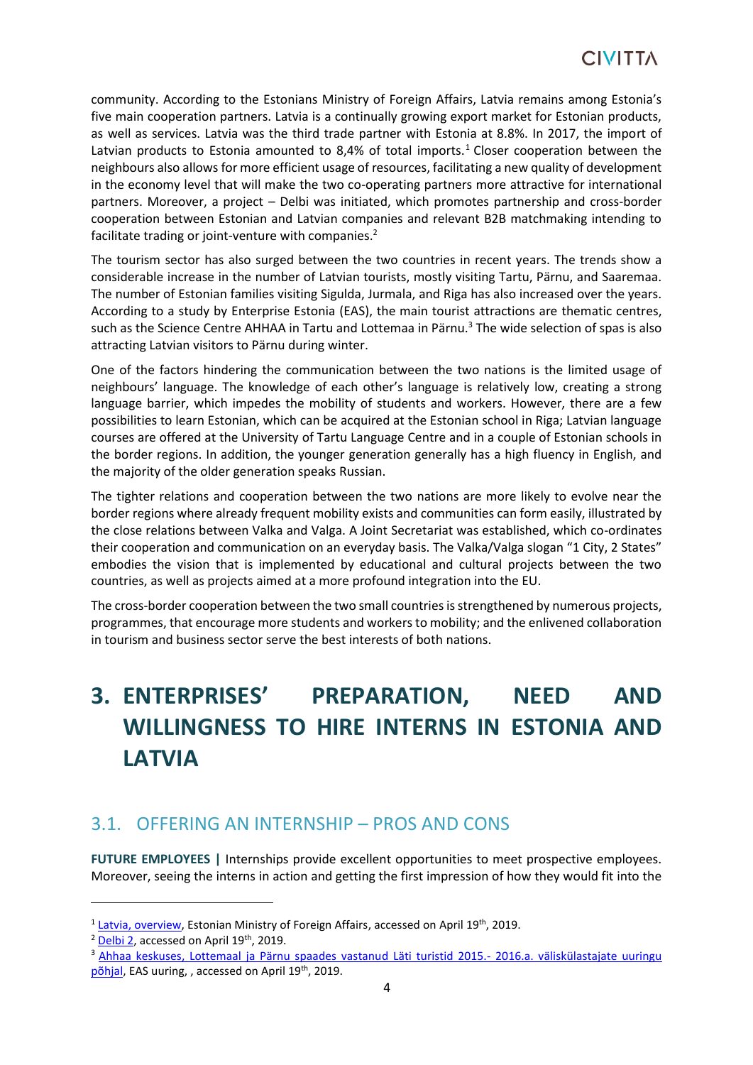community. According to the Estonians Ministry of Foreign Affairs, Latvia remains among Estonia's five main cooperation partners. Latvia is a continually growing export market for Estonian products, as well as services. Latvia was the third trade partner with Estonia at 8.8%. In 2017, the import of Latvian products to Estonia amounted to 8,4% of total imports.[1] Closer cooperation between the neighbours also allows for more efficient usage of resources, facilitating a new quality of development in the economy level that will make the two co-operating partners more attractive for international partners. Moreover, a project – Delbi was initiated, which promotes partnership and cross-border cooperation between Estonian and Latvian companies and relevant B2B matchmaking intending to facilitate trading or joint-venture with companies.[2]

The tourism sector has also surged between the two countries in recent years. The trends show a considerable increase in the number of Latvian tourists, mostly visiting Tartu, Pärnu, and Saaremaa. The number of Estonian families visiting Sigulda, Jurmala, and Riga has also increased over the years. According to a study by Enterprise Estonia (EAS), the main tourist attractions are thematic centres, such as the Science Centre AHHAA in Tartu and Lottemaa in Pärnu.[3] The wide selection of spas is also attracting Latvian visitors to Pärnu during winter.

One of the factors hindering the communication between the two nations is the limited usage of neighbours' language. The knowledge of each other's language is relatively low, creating a strong language barrier, which impedes the mobility of students and workers. However, there are a few possibilities to learn Estonian, which can be acquired at the Estonian school in Riga; Latvian language courses are offered at the University of Tartu Language Centre and in a couple of Estonian schools in the border regions. In addition, the younger generation generally has a high fluency in English, and the majority of the older generation speaks Russian.

The tighter relations and cooperation between the two nations are more likely to evolve near the border regions where already frequent mobility exists and communities can form easily, illustrated by the close relations between Valka and Valga. A Joint Secretariat was established, which co-ordinates their cooperation and communication on an everyday basis. The Valka/Valga slogan "1 City, 2 States" embodies the vision that is implemented by educational and cultural projects between the two countries, as well as projects aimed at a more profound integration into the EU.

The cross-border cooperation between the two small countries is strengthened by numerous projects, programmes, that encourage more students and workers to mobility; and the enlivened collaboration in tourism and business sector serve the best interests of both nations.

# 3. ENTERPRISES' PREPARATION, NEED AND WILLINGNESS TO HIRE INTERNS IN ESTONIA AND LATVIA

## 3.1. OFFERING AN INTERNSHIP – PROS AND CONS

**FUTURE EMPLOYEES |** Internships provide excellent opportunities to meet prospective employees. Moreover, seeing the interns in action and getting the first impression of how they would fit into the

---

[1] Latvia, overview, Estonian Ministry of Foreign Affairs, accessed on April 19th, 2019.

[2] Delbi 2, accessed on April 19th, 2019.

[3] Ahhaa keskuses, Lottemaal ja Pärnu spaades vastanud Läti turistid 2015.- 2016.a. väliskülastajate uuringu põhjal, EAS uuring, , accessed on April 19th, 2019.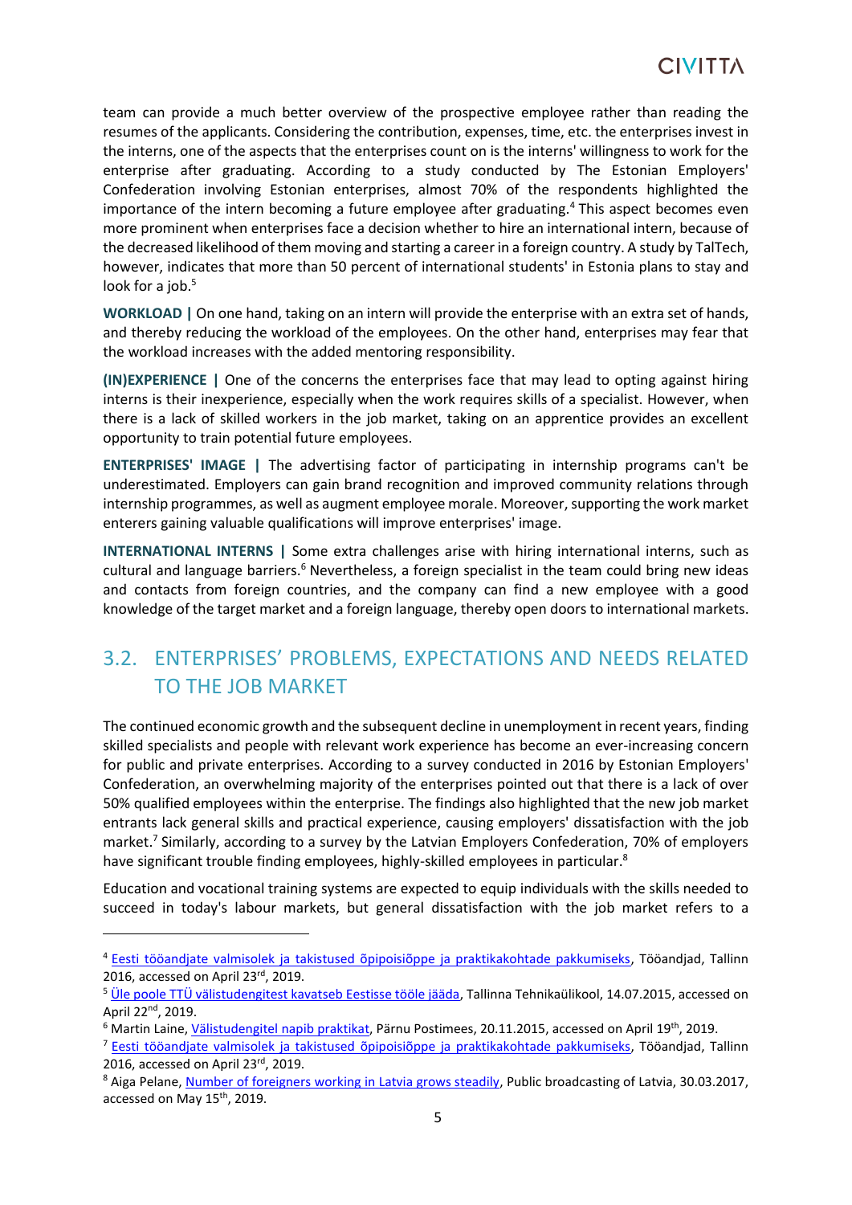team can provide a much better overview of the prospective employee rather than reading the resumes of the applicants. Considering the contribution, expenses, time, etc. the enterprises invest in the interns, one of the aspects that the enterprises count on is the interns' willingness to work for the enterprise after graduating. According to a study conducted by The Estonian Employers' Confederation involving Estonian enterprises, almost 70% of the respondents highlighted the importance of the intern becoming a future employee after graduating.[4] This aspect becomes even more prominent when enterprises face a decision whether to hire an international intern, because of the decreased likelihood of them moving and starting a career in a foreign country. A study by TalTech, however, indicates that more than 50 percent of international students' in Estonia plans to stay and look for a job.[5]

**WORKLOAD |** On one hand, taking on an intern will provide the enterprise with an extra set of hands, and thereby reducing the workload of the employees. On the other hand, enterprises may fear that the workload increases with the added mentoring responsibility.

**(IN)EXPERIENCE |** One of the concerns the enterprises face that may lead to opting against hiring interns is their inexperience, especially when the work requires skills of a specialist. However, when there is a lack of skilled workers in the job market, taking on an apprentice provides an excellent opportunity to train potential future employees.

**ENTERPRISES' IMAGE |** The advertising factor of participating in internship programs can't be underestimated. Employers can gain brand recognition and improved community relations through internship programmes, as well as augment employee morale. Moreover, supporting the work market enterers gaining valuable qualifications will improve enterprises' image.

**INTERNATIONAL INTERNS |** Some extra challenges arise with hiring international interns, such as cultural and language barriers.[6] Nevertheless, a foreign specialist in the team could bring new ideas and contacts from foreign countries, and the company can find a new employee with a good knowledge of the target market and a foreign language, thereby open doors to international markets.

## 3.2. ENTERPRISES' PROBLEMS, EXPECTATIONS AND NEEDS RELATED TO THE JOB MARKET

The continued economic growth and the subsequent decline in unemployment in recent years, finding skilled specialists and people with relevant work experience has become an ever-increasing concern for public and private enterprises. According to a survey conducted in 2016 by Estonian Employers' Confederation, an overwhelming majority of the enterprises pointed out that there is a lack of over 50% qualified employees within the enterprise. The findings also highlighted that the new job market entrants lack general skills and practical experience, causing employers' dissatisfaction with the job market.[7] Similarly, according to a survey by the Latvian Employers Confederation, 70% of employers have significant trouble finding employees, highly-skilled employees in particular.[8]

Education and vocational training systems are expected to equip individuals with the skills needed to succeed in today's labour markets, but general dissatisfaction with the job market refers to a

---

[4] Eesti tööandjate valmisolek ja takistused õpipoisiõppe ja praktikakohtade pakkumiseks, Tööandjad, Tallinn 2016, accessed on April 23rd, 2019.

[5] Üle poole TTÜ välistudengitest kavatseb Eestisse tööle jääda, Tallinna Tehnikaülikool, 14.07.2015, accessed on April 22nd, 2019.

[6] Martin Laine, Välistudengitel napib praktikat, Pärnu Postimees, 20.11.2015, accessed on April 19th, 2019.

[7] Eesti tööandjate valmisolek ja takistused õpipoisiõppe ja praktikakohtade pakkumiseks, Tööandjad, Tallinn 2016, accessed on April 23rd, 2019.

[8] Aiga Pelane, Number of foreigners working in Latvia grows steadily, Public broadcasting of Latvia, 30.03.2017, accessed on May 15th, 2019.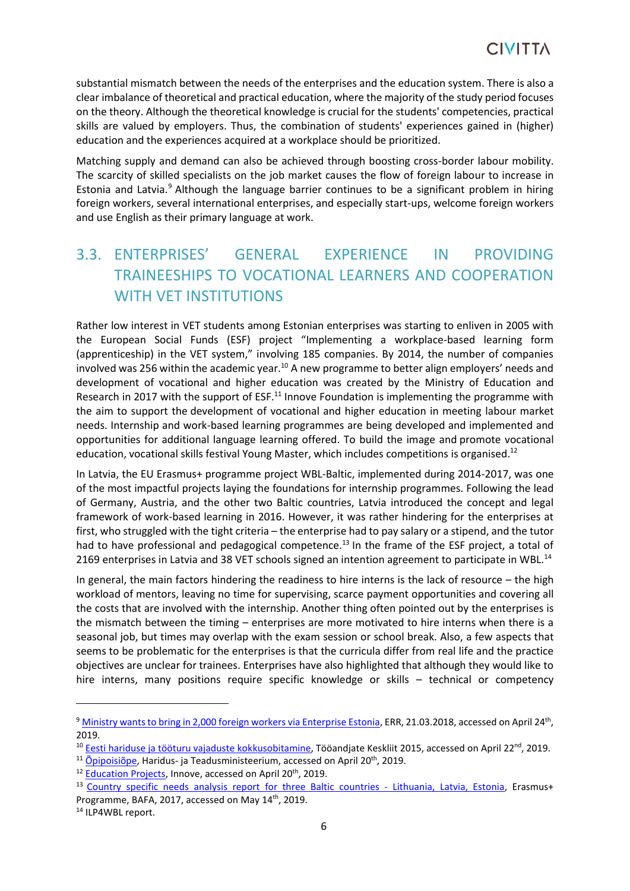substantial mismatch between the needs of the enterprises and the education system. There is also a clear imbalance of theoretical and practical education, where the majority of the study period focuses on the theory. Although the theoretical knowledge is crucial for the students' competencies, practical skills are valued by employers. Thus, the combination of students' experiences gained in (higher) education and the experiences acquired at a workplace should be prioritized.

Matching supply and demand can also be achieved through boosting cross-border labour mobility. The scarcity of skilled specialists on the job market causes the flow of foreign labour to increase in Estonia and Latvia.[9] Although the language barrier continues to be a significant problem in hiring foreign workers, several international enterprises, and especially start-ups, welcome foreign workers and use English as their primary language at work.

## 3.3. ENTERPRISES' GENERAL EXPERIENCE IN PROVIDING TRAINEESHIPS TO VOCATIONAL LEARNERS AND COOPERATION WITH VET INSTITUTIONS

Rather low interest in VET students among Estonian enterprises was starting to enliven in 2005 with the European Social Funds (ESF) project "Implementing a workplace-based learning form (apprenticeship) in the VET system," involving 185 companies. By 2014, the number of companies involved was 256 within the academic year.[10] A new programme to better align employers' needs and development of vocational and higher education was created by the Ministry of Education and Research in 2017 with the support of ESF.[11] Innove Foundation is implementing the programme with the aim to support the development of vocational and higher education in meeting labour market needs. Internship and work-based learning programmes are being developed and implemented and opportunities for additional language learning offered. To build the image and promote vocational education, vocational skills festival Young Master, which includes competitions is organised.[12]

In Latvia, the EU Erasmus+ programme project WBL-Baltic, implemented during 2014-2017, was one of the most impactful projects laying the foundations for internship programmes. Following the lead of Germany, Austria, and the other two Baltic countries, Latvia introduced the concept and legal framework of work-based learning in 2016. However, it was rather hindering for the enterprises at first, who struggled with the tight criteria – the enterprise had to pay salary or a stipend, and the tutor had to have professional and pedagogical competence.[13] In the frame of the ESF project, a total of 2169 enterprises in Latvia and 38 VET schools signed an intention agreement to participate in WBL.[14]

In general, the main factors hindering the readiness to hire interns is the lack of resource – the high workload of mentors, leaving no time for supervising, scarce payment opportunities and covering all the costs that are involved with the internship. Another thing often pointed out by the enterprises is the mismatch between the timing – enterprises are more motivated to hire interns when there is a seasonal job, but times may overlap with the exam session or school break. Also, a few aspects that seems to be problematic for the enterprises is that the curricula differ from real life and the practice objectives are unclear for trainees. Enterprises have also highlighted that although they would like to hire interns, many positions require specific knowledge or skills – technical or competency

---

[9] Ministry wants to bring in 2,000 foreign workers via Enterprise Estonia, ERR, 21.03.2018, accessed on April 24th, 2019.

[10] Eesti hariduse ja tööturu vajaduste kokkusobitamine, Tööandjate Keskliit 2015, accessed on April 22nd, 2019.

[11] Õpipoisiõpe, Haridus- ja Teadusministeerium, accessed on April 20th, 2019.

[12] Education Projects, Innove, accessed on April 20th, 2019.

[13] Country specific needs analysis report for three Baltic countries - Lithuania, Latvia, Estonia, Erasmus+ Programme, BAFA, 2017, accessed on May 14th, 2019.

[14] ILP4WBL report.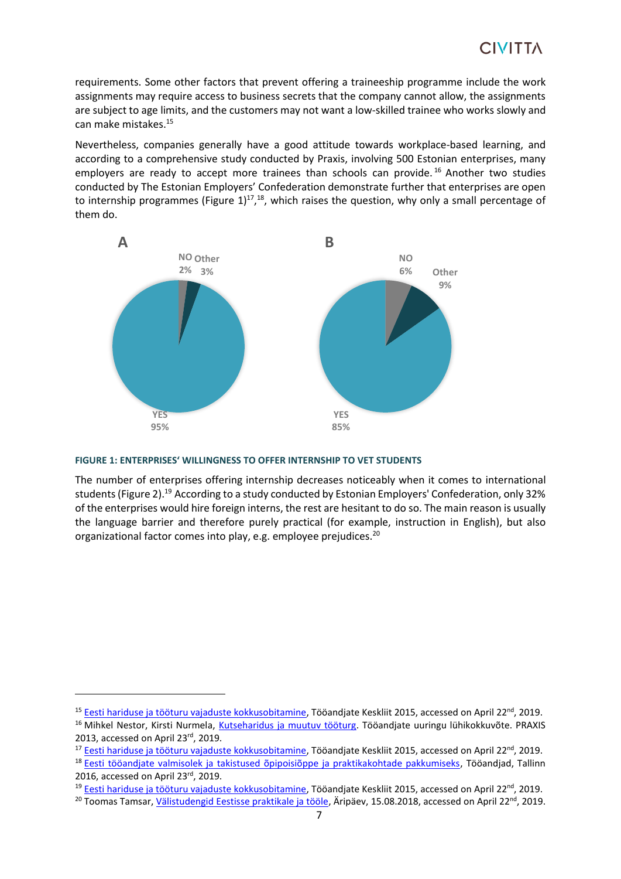requirements. Some other factors that prevent offering a traineeship programme include the work assignments may require access to business secrets that the company cannot allow, the assignments are subject to age limits, and the customers may not want a low-skilled trainee who works slowly and can make mistakes.[15]

Nevertheless, companies generally have a good attitude towards workplace-based learning, and according to a comprehensive study conducted by Praxis, involving 500 Estonian enterprises, many employers are ready to accept more trainees than schools can provide.[16] Another two studies conducted by The Estonian Employers' Confederation demonstrate further that enterprises are open to internship programmes (Figure 1)[17],[18], which raises the question, why only a small percentage of them do.

A

NO 2%
Other 3%
YES 95%

B

NO 6%
Other 9%
YES 85%

**FIGURE 1: ENTERPRISES' WILLINGNESS TO OFFER INTERNSHIP TO VET STUDENTS**

The number of enterprises offering internship decreases noticeably when it comes to international students (Figure 2).[19] According to a study conducted by Estonian Employers' Confederation, only 32% of the enterprises would hire foreign interns, the rest are hesitant to do so. The main reason is usually the language barrier and therefore purely practical (for example, instruction in English), but also organizational factor comes into play, e.g. employee prejudices.[20]

---

[15] Eesti hariduse ja tööturu vajaduste kokkusobitamine, Tööandjate Keskliit 2015, accessed on April 22nd, 2019.

[16] Mihkel Nestor, Kirsti Nurmela, Kutseharidus ja muutuv tööturg. Tööandjate uuringu lühikokkuvõte. PRAXIS 2013, accessed on April 23rd, 2019.

[17] Eesti hariduse ja tööturu vajaduste kokkusobitamine, Tööandjate Keskliit 2015, accessed on April 22nd, 2019.

[18] Eesti tööandjate valmisolek ja takistused õpipoisiõppe ja praktikakohtade pakkumiseks, Tööandjad, Tallinn 2016, accessed on April 23rd, 2019.

[19] Eesti hariduse ja tööturu vajaduste kokkusobitamine, Tööandjate Keskliit 2015, accessed on April 22nd, 2019.

[20] Toomas Tamsar, Välistudengid Eestisse praktikale ja tööle, Äripäev, 15.08.2018, accessed on April 22nd, 2019.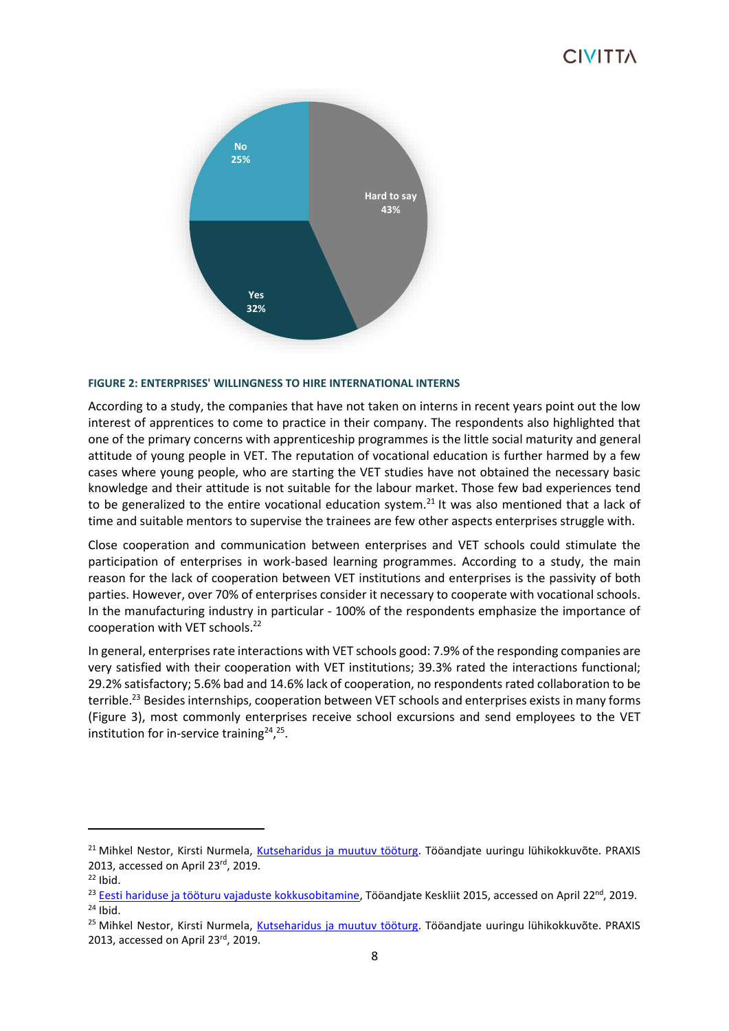No
25%

Hard to say
43%

Yes
32%

**FIGURE 2: ENTERPRISES' WILLINGNESS TO HIRE INTERNATIONAL INTERNS**

According to a study, the companies that have not taken on interns in recent years point out the low interest of apprentices to come to practice in their company. The respondents also highlighted that one of the primary concerns with apprenticeship programmes is the little social maturity and general attitude of young people in VET. The reputation of vocational education is further harmed by a few cases where young people, who are starting the VET studies have not obtained the necessary basic knowledge and their attitude is not suitable for the labour market. Those few bad experiences tend to be generalized to the entire vocational education system.[21] It was also mentioned that a lack of time and suitable mentors to supervise the trainees are few other aspects enterprises struggle with.

Close cooperation and communication between enterprises and VET schools could stimulate the participation of enterprises in work-based learning programmes. According to a study, the main reason for the lack of cooperation between VET institutions and enterprises is the passivity of both parties. However, over 70% of enterprises consider it necessary to cooperate with vocational schools. In the manufacturing industry in particular - 100% of the respondents emphasize the importance of cooperation with VET schools.[22]

In general, enterprises rate interactions with VET schools good: 7.9% of the responding companies are very satisfied with their cooperation with VET institutions; 39.3% rated the interactions functional; 29.2% satisfactory; 5.6% bad and 14.6% lack of cooperation, no respondents rated collaboration to be terrible.[23] Besides internships, cooperation between VET schools and enterprises exists in many forms (Figure 3), most commonly enterprises receive school excursions and send employees to the VET institution for in-service training[24],[25].

---

[21] Mihkel Nestor, Kirsti Nurmela, Kutseharidus ja muutuv tööturg. Tööandjate uuringu lühikokkuvõte. PRAXIS 2013, accessed on April 23rd, 2019.

[22] Ibid.

[23] Eesti hariduse ja tööturu vajaduste kokkusobitamine, Tööandjate Keskliit 2015, accessed on April 22nd, 2019.

[24] Ibid.

[25] Mihkel Nestor, Kirsti Nurmela, Kutseharidus ja muutuv tööturg. Tööandjate uuringu lühikokkuvõte. PRAXIS 2013, accessed on April 23rd, 2019.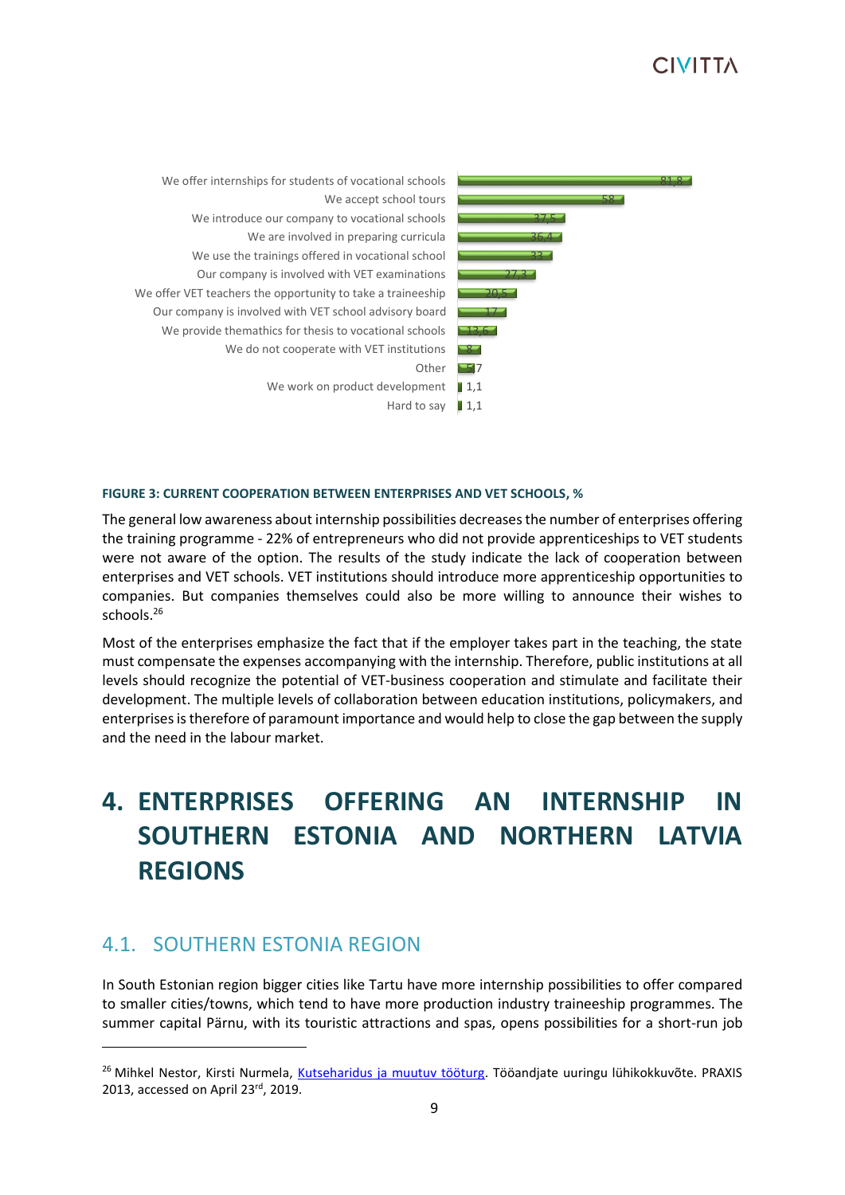| Cooperation | % |
|---|---|
| We offer internships for students of vocational schools | 81,8 |
| We accept school tours | 58 |
| We introduce our company to vocational schools | 37,5 |
| We are involved in preparing curricula | 36,4 |
| We use the trainings offered in vocational school | 33 |
| Our company is involved with VET examinations | 27,3 |
| We offer VET teachers the opportunity to take a traineeship | 20,5 |
| Our company is involved with VET school advisory board | 17 |
| We provide themathics for thesis to vocational schools | 13,6 |
| We do not cooperate with VET institutions | 8 |
| Other | 5,7 |
| We work on product development | 1,1 |
| Hard to say | 1,1 |

**FIGURE 3: CURRENT COOPERATION BETWEEN ENTERPRISES AND VET SCHOOLS, %**

The general low awareness about internship possibilities decreases the number of enterprises offering the training programme - 22% of entrepreneurs who did not provide apprenticeships to VET students were not aware of the option. The results of the study indicate the lack of cooperation between enterprises and VET schools. VET institutions should introduce more apprenticeship opportunities to companies. But companies themselves could also be more willing to announce their wishes to schools.[26]

Most of the enterprises emphasize the fact that if the employer takes part in the teaching, the state must compensate the expenses accompanying with the internship. Therefore, public institutions at all levels should recognize the potential of VET-business cooperation and stimulate and facilitate their development. The multiple levels of collaboration between education institutions, policymakers, and enterprises is therefore of paramount importance and would help to close the gap between the supply and the need in the labour market.

# 4. ENTERPRISES OFFERING AN INTERNSHIP IN SOUTHERN ESTONIA AND NORTHERN LATVIA REGIONS

## 4.1. SOUTHERN ESTONIA REGION

In South Estonian region bigger cities like Tartu have more internship possibilities to offer compared to smaller cities/towns, which tend to have more production industry traineeship programmes. The summer capital Pärnu, with its touristic attractions and spas, opens possibilities for a short-run job

[26] Mihkel Nestor, Kirsti Nurmela, Kutseharidus ja muutuv tööturg. Tööandjate uuringu lühikokkuvõte. PRAXIS 2013, accessed on April 23rd, 2019.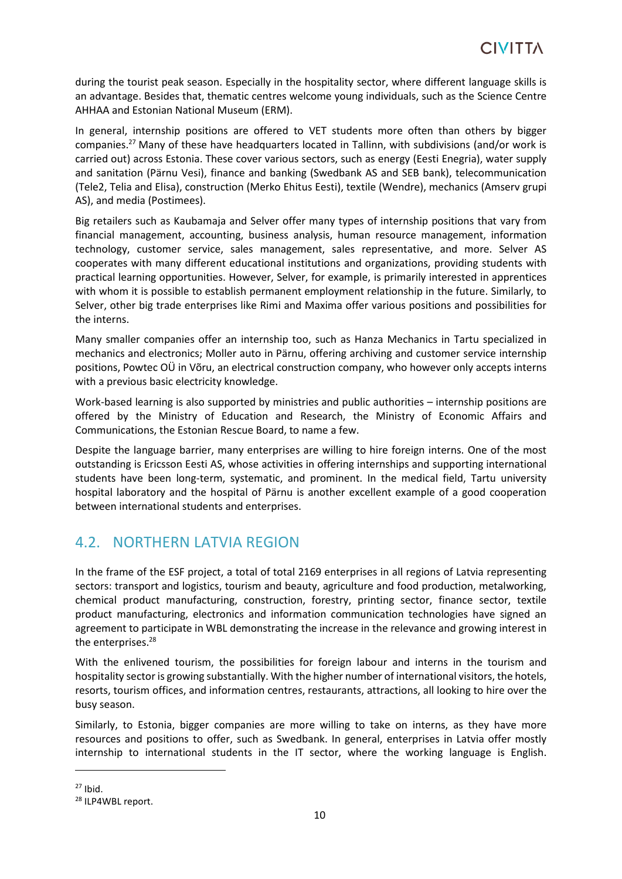during the tourist peak season. Especially in the hospitality sector, where different language skills is an advantage. Besides that, thematic centres welcome young individuals, such as the Science Centre AHHAA and Estonian National Museum (ERM).

In general, internship positions are offered to VET students more often than others by bigger companies.[27] Many of these have headquarters located in Tallinn, with subdivisions (and/or work is carried out) across Estonia. These cover various sectors, such as energy (Eesti Enegria), water supply and sanitation (Pärnu Vesi), finance and banking (Swedbank AS and SEB bank), telecommunication (Tele2, Telia and Elisa), construction (Merko Ehitus Eesti), textile (Wendre), mechanics (Amserv grupi AS), and media (Postimees).

Big retailers such as Kaubamaja and Selver offer many types of internship positions that vary from financial management, accounting, business analysis, human resource management, information technology, customer service, sales management, sales representative, and more. Selver AS cooperates with many different educational institutions and organizations, providing students with practical learning opportunities. However, Selver, for example, is primarily interested in apprentices with whom it is possible to establish permanent employment relationship in the future. Similarly, to Selver, other big trade enterprises like Rimi and Maxima offer various positions and possibilities for the interns.

Many smaller companies offer an internship too, such as Hanza Mechanics in Tartu specialized in mechanics and electronics; Moller auto in Pärnu, offering archiving and customer service internship positions, Powtec OÜ in Võru, an electrical construction company, who however only accepts interns with a previous basic electricity knowledge.

Work-based learning is also supported by ministries and public authorities – internship positions are offered by the Ministry of Education and Research, the Ministry of Economic Affairs and Communications, the Estonian Rescue Board, to name a few.

Despite the language barrier, many enterprises are willing to hire foreign interns. One of the most outstanding is Ericsson Eesti AS, whose activities in offering internships and supporting international students have been long-term, systematic, and prominent. In the medical field, Tartu university hospital laboratory and the hospital of Pärnu is another excellent example of a good cooperation between international students and enterprises.

## 4.2. NORTHERN LATVIA REGION

In the frame of the ESF project, a total of total 2169 enterprises in all regions of Latvia representing sectors: transport and logistics, tourism and beauty, agriculture and food production, metalworking, chemical product manufacturing, construction, forestry, printing sector, finance sector, textile product manufacturing, electronics and information communication technologies have signed an agreement to participate in WBL demonstrating the increase in the relevance and growing interest in the enterprises.[28]

With the enlivened tourism, the possibilities for foreign labour and interns in the tourism and hospitality sector is growing substantially. With the higher number of international visitors, the hotels, resorts, tourism offices, and information centres, restaurants, attractions, all looking to hire over the busy season.

Similarly, to Estonia, bigger companies are more willing to take on interns, as they have more resources and positions to offer, such as Swedbank. In general, enterprises in Latvia offer mostly internship to international students in the IT sector, where the working language is English.

---

[27] Ibid.

[28] ILP4WBL report.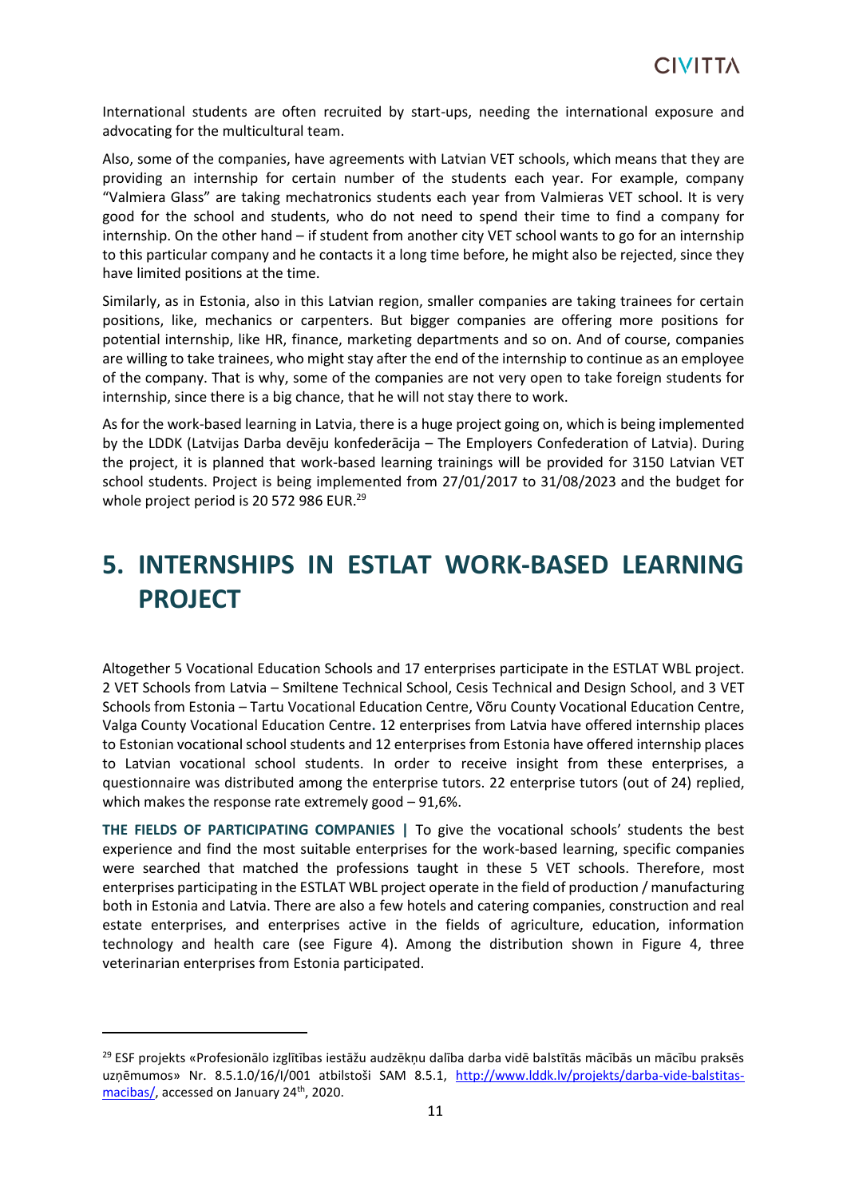International students are often recruited by start-ups, needing the international exposure and advocating for the multicultural team.

Also, some of the companies, have agreements with Latvian VET schools, which means that they are providing an internship for certain number of the students each year. For example, company "Valmiera Glass" are taking mechatronics students each year from Valmieras VET school. It is very good for the school and students, who do not need to spend their time to find a company for internship. On the other hand – if student from another city VET school wants to go for an internship to this particular company and he contacts it a long time before, he might also be rejected, since they have limited positions at the time.

Similarly, as in Estonia, also in this Latvian region, smaller companies are taking trainees for certain positions, like, mechanics or carpenters. But bigger companies are offering more positions for potential internship, like HR, finance, marketing departments and so on. And of course, companies are willing to take trainees, who might stay after the end of the internship to continue as an employee of the company. That is why, some of the companies are not very open to take foreign students for internship, since there is a big chance, that he will not stay there to work.

As for the work-based learning in Latvia, there is a huge project going on, which is being implemented by the LDDK (Latvijas Darba devēju konfederācija – The Employers Confederation of Latvia). During the project, it is planned that work-based learning trainings will be provided for 3150 Latvian VET school students. Project is being implemented from 27/01/2017 to 31/08/2023 and the budget for whole project period is 20 572 986 EUR.[29]

# 5. INTERNSHIPS IN ESTLAT WORK-BASED LEARNING PROJECT

Altogether 5 Vocational Education Schools and 17 enterprises participate in the ESTLAT WBL project. 2 VET Schools from Latvia – Smiltene Technical School, Cesis Technical and Design School, and 3 VET Schools from Estonia – Tartu Vocational Education Centre, Võru County Vocational Education Centre, Valga County Vocational Education Centre. 12 enterprises from Latvia have offered internship places to Estonian vocational school students and 12 enterprises from Estonia have offered internship places to Latvian vocational school students. In order to receive insight from these enterprises, a questionnaire was distributed among the enterprise tutors. 22 enterprise tutors (out of 24) replied, which makes the response rate extremely good – 91,6%.

**THE FIELDS OF PARTICIPATING COMPANIES |** To give the vocational schools' students the best experience and find the most suitable enterprises for the work-based learning, specific companies were searched that matched the professions taught in these 5 VET schools. Therefore, most enterprises participating in the ESTLAT WBL project operate in the field of production / manufacturing both in Estonia and Latvia. There are also a few hotels and catering companies, construction and real estate enterprises, and enterprises active in the fields of agriculture, education, information technology and health care (see Figure 4). Among the distribution shown in Figure 4, three veterinarian enterprises from Estonia participated.

---

[29] ESF projekts «Profesionālo izglītības iestāžu audzēkņu dalība darba vidē balstītās mācībās un mācību praksēs uzņēmumos» Nr. 8.5.1.0/16/I/001 atbilstoši SAM 8.5.1, http://www.lddk.lv/projekts/darba-vide-balstitas-macibas/, accessed on January 24th, 2020.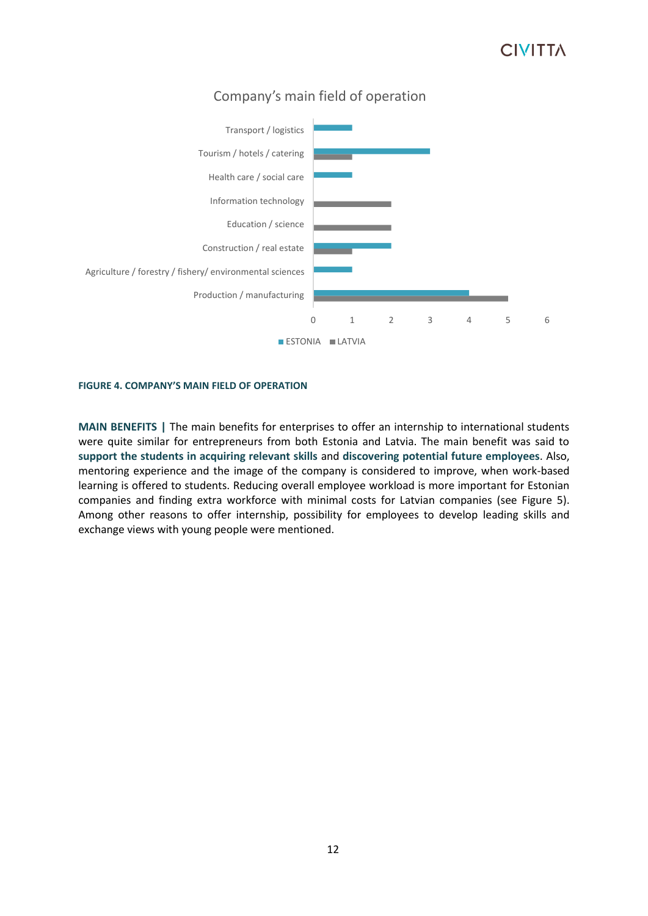**Company's main field of operation**

| Field | ESTONIA | LATVIA |
|---|---|---|
| Transport / logistics | 1 | |
| Tourism / hotels / catering | 3 | 1 |
| Health care / social care | 1 | |
| Information technology | | 2 |
| Education / science | | 2 |
| Construction / real estate | 2 | 1 |
| Agriculture / forestry / fishery/ environmental sciences | 1 | |
| Production / manufacturing | 4 | 5 |

**FIGURE 4. COMPANY'S MAIN FIELD OF OPERATION**

**MAIN BENEFITS |** The main benefits for enterprises to offer an internship to international students were quite similar for entrepreneurs from both Estonia and Latvia. The main benefit was said to **support the students in acquiring relevant skills** and **discovering potential future employees**. Also, mentoring experience and the image of the company is considered to improve, when work-based learning is offered to students. Reducing overall employee workload is more important for Estonian companies and finding extra workforce with minimal costs for Latvian companies (see Figure 5). Among other reasons to offer internship, possibility for employees to develop leading skills and exchange views with young people were mentioned.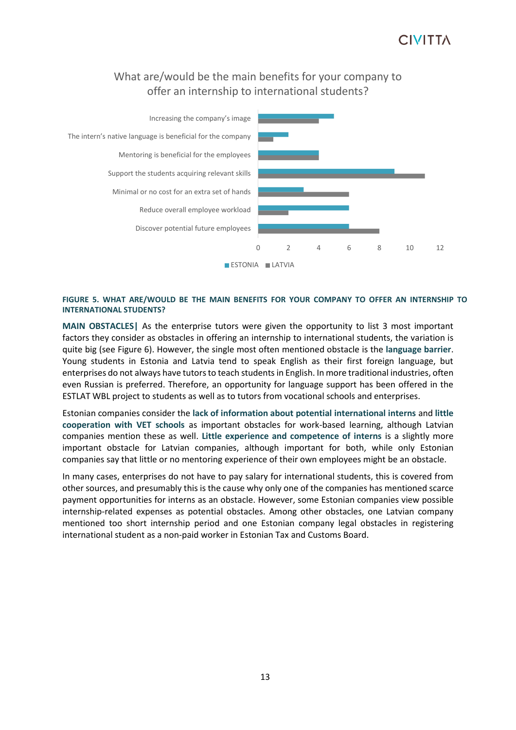What are/would be the main benefits for your company to offer an internship to international students?

| Benefit | ESTONIA | LATVIA |
| --- | --- | --- |
| Increasing the company's image | 5 | 4 |
| The intern's native language is beneficial for the company | 2 | 1 |
| Mentoring is beneficial for the employees | 4 | 4 |
| Support the students acquiring relevant skills | 9 | 11 |
| Minimal or no cost for an extra set of hands | 3 | 6 |
| Reduce overall employee workload | 6 | 2 |
| Discover potential future employees | 6 | 8 |

**FIGURE 5. WHAT ARE/WOULD BE THE MAIN BENEFITS FOR YOUR COMPANY TO OFFER AN INTERNSHIP TO INTERNATIONAL STUDENTS?**

**MAIN OBSTACLES|** As the enterprise tutors were given the opportunity to list 3 most important factors they consider as obstacles in offering an internship to international students, the variation is quite big (see Figure 6). However, the single most often mentioned obstacle is the **language barrier**. Young students in Estonia and Latvia tend to speak English as their first foreign language, but enterprises do not always have tutors to teach students in English. In more traditional industries, often even Russian is preferred. Therefore, an opportunity for language support has been offered in the ESTLAT WBL project to students as well as to tutors from vocational schools and enterprises.

Estonian companies consider the **lack of information about potential international interns** and **little cooperation with VET schools** as important obstacles for work-based learning, although Latvian companies mention these as well. **Little experience and competence of interns** is a slightly more important obstacle for Latvian companies, although important for both, while only Estonian companies say that little or no mentoring experience of their own employees might be an obstacle.

In many cases, enterprises do not have to pay salary for international students, this is covered from other sources, and presumably this is the cause why only one of the companies has mentioned scarce payment opportunities for interns as an obstacle. However, some Estonian companies view possible internship-related expenses as potential obstacles. Among other obstacles, one Latvian company mentioned too short internship period and one Estonian company legal obstacles in registering international student as a non-paid worker in Estonian Tax and Customs Board.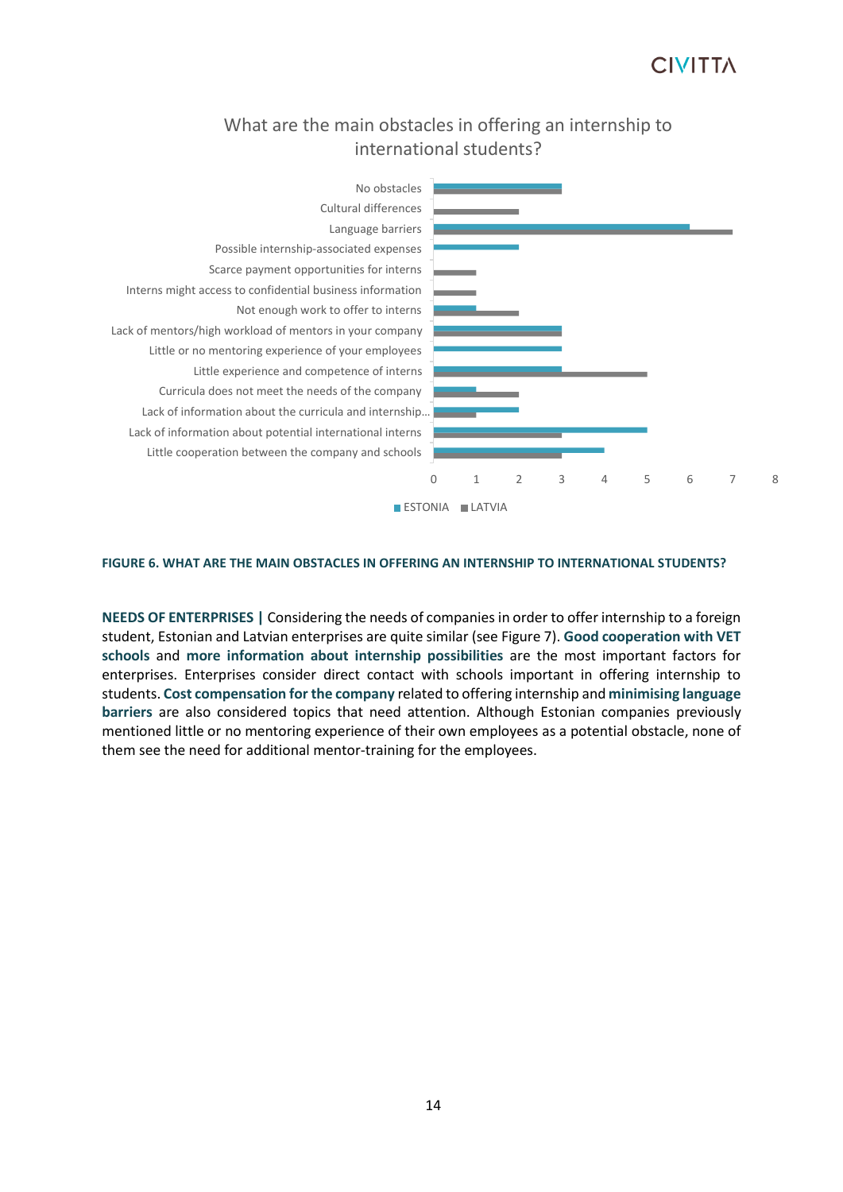What are the main obstacles in offering an internship to international students?

| Obstacle | ESTONIA | LATVIA |
|---|---|---|
| No obstacles | 3 | 3 |
| Cultural differences | | 2 |
| Language barriers | 6 | 7 |
| Possible internship-associated expenses | 2 | |
| Scarce payment opportunities for interns | | 1 |
| Interns might access to confidential business information | | 1 |
| Not enough work to offer to interns | 1 | 2 |
| Lack of mentors/high workload of mentors in your company | 3 | 3 |
| Little or no mentoring experience of your employees | 3 | |
| Little experience and competence of interns | 3 | 5 |
| Curricula does not meet the needs of the company | 1 | 2 |
| Lack of information about the curricula and internship... | 2 | 1 |
| Lack of information about potential international interns | 5 | 3 |
| Little cooperation between the company and schools | 4 | 3 |

**FIGURE 6. WHAT ARE THE MAIN OBSTACLES IN OFFERING AN INTERNSHIP TO INTERNATIONAL STUDENTS?**

**NEEDS OF ENTERPRISES |** Considering the needs of companies in order to offer internship to a foreign student, Estonian and Latvian enterprises are quite similar (see Figure 7). **Good cooperation with VET schools** and **more information about internship possibilities** are the most important factors for enterprises. Enterprises consider direct contact with schools important in offering internship to students. **Cost compensation for the company** related to offering internship and **minimising language barriers** are also considered topics that need attention. Although Estonian companies previously mentioned little or no mentoring experience of their own employees as a potential obstacle, none of them see the need for additional mentor-training for the employees.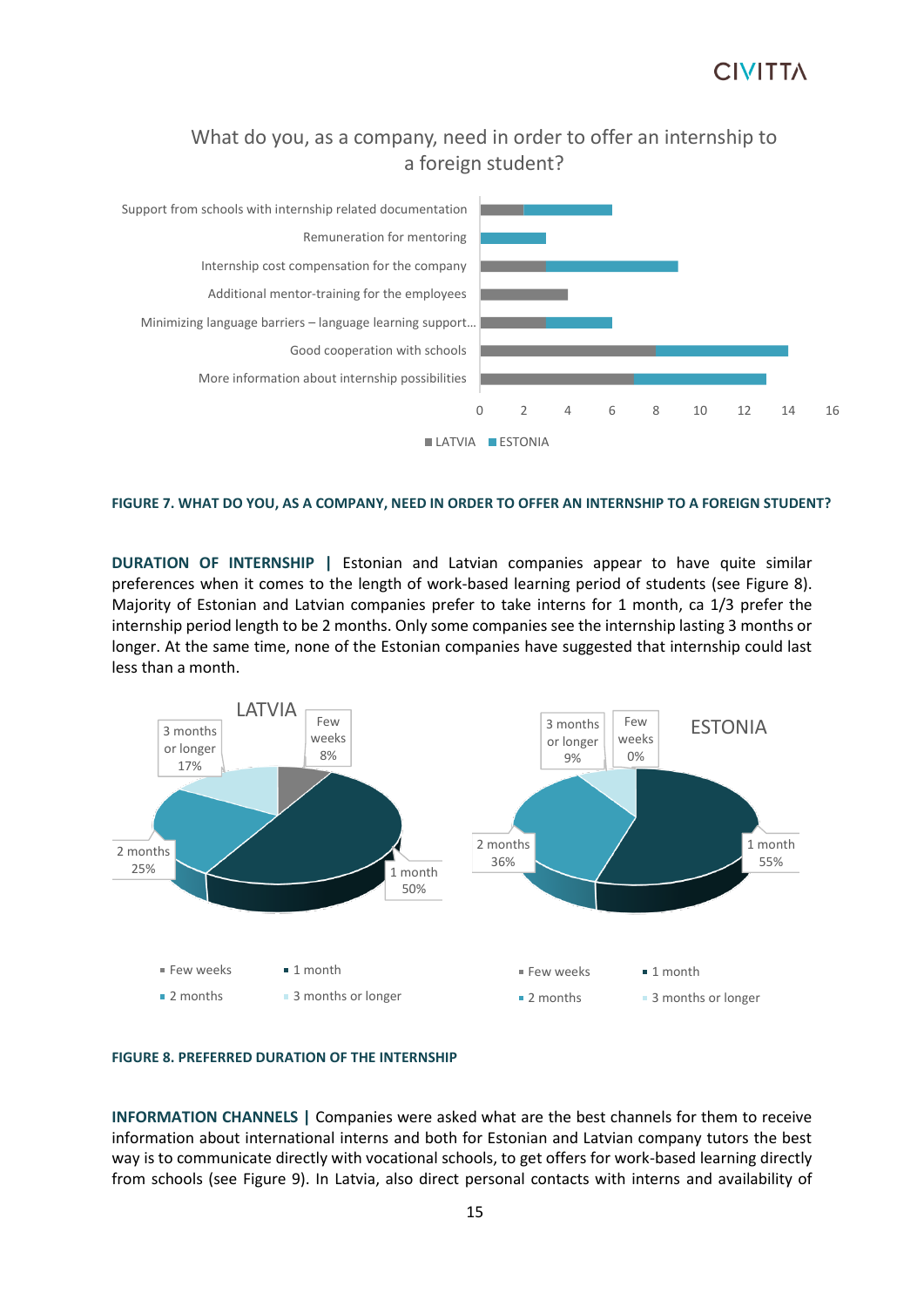What do you, as a company, need in order to offer an internship to a foreign student?

| | LATVIA | ESTONIA |
|---|---|---|
| Support from schools with internship related documentation | 2 | 4 |
| Remuneration for mentoring | 0 | 3 |
| Internship cost compensation for the company | 3 | 6 |
| Additional mentor-training for the employees | 4 | 0 |
| Minimizing language barriers – language learning support... | 3 | 3 |
| Good cooperation with schools | 8 | 6 |
| More information about internship possibilities | 7 | 6 |

**FIGURE 7. WHAT DO YOU, AS A COMPANY, NEED IN ORDER TO OFFER AN INTERNSHIP TO A FOREIGN STUDENT?**

**DURATION OF INTERNSHIP |** Estonian and Latvian companies appear to have quite similar preferences when it comes to the length of work-based learning period of students (see Figure 8). Majority of Estonian and Latvian companies prefer to take interns for 1 month, ca 1/3 prefer the internship period length to be 2 months. Only some companies see the internship lasting 3 months or longer. At the same time, none of the Estonian companies have suggested that internship could last less than a month.

| | LATVIA | ESTONIA |
|---|---|---|
| Few weeks | 8% | 0% |
| 1 month | 50% | 55% |
| 2 months | 25% | 36% |
| 3 months or longer | 17% | 9% |

**FIGURE 8. PREFERRED DURATION OF THE INTERNSHIP**

**INFORMATION CHANNELS |** Companies were asked what are the best channels for them to receive information about international interns and both for Estonian and Latvian company tutors the best way is to communicate directly with vocational schools, to get offers for work-based learning directly from schools (see Figure 9). In Latvia, also direct personal contacts with interns and availability of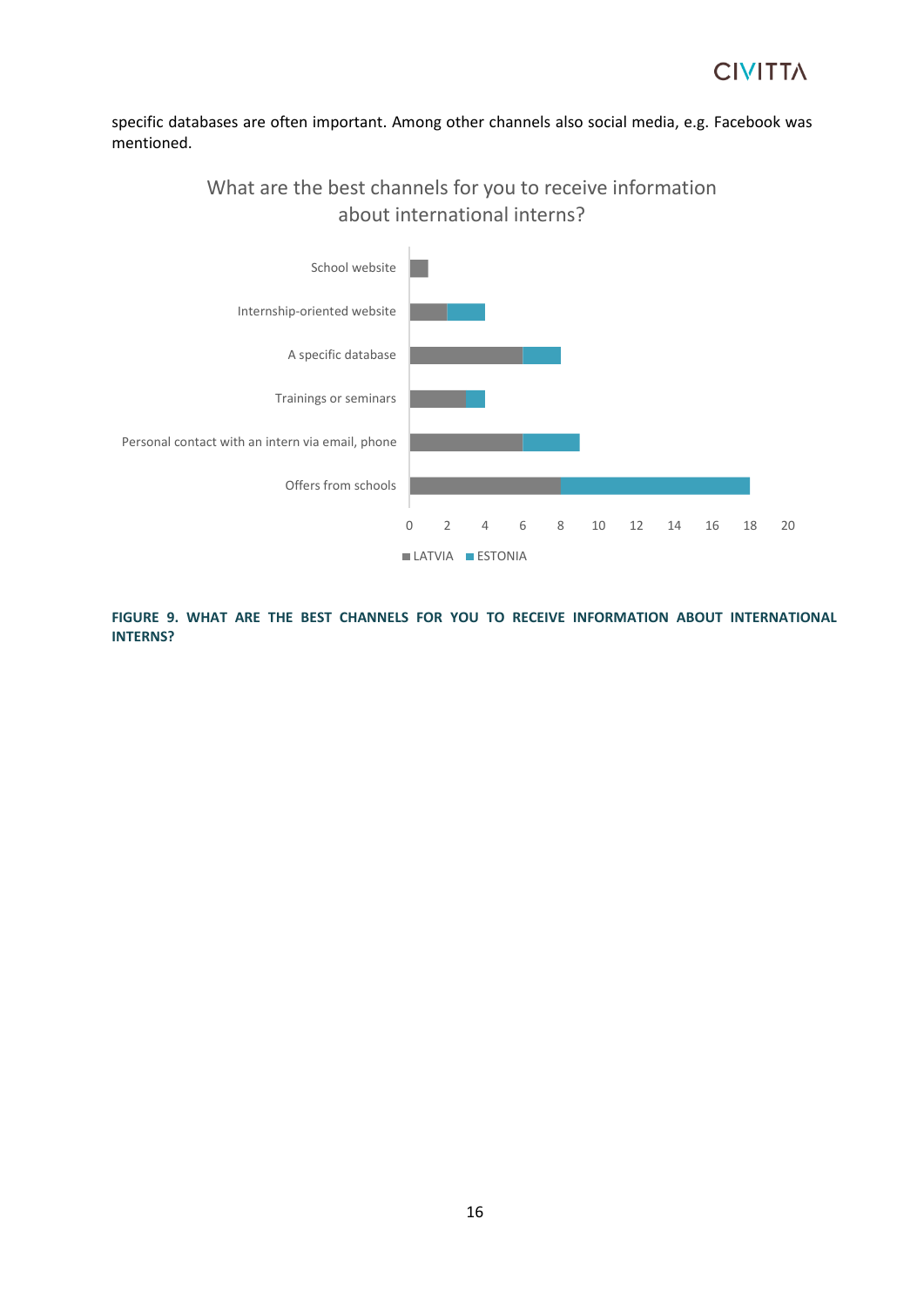specific databases are often important. Among other channels also social media, e.g. Facebook was mentioned.

What are the best channels for you to receive information about international interns?

| | LATVIA | ESTONIA |
|---|---|---|
| School website | 1 | 0 |
| Internship-oriented website | 2 | 2 |
| A specific database | 6 | 2 |
| Trainings or seminars | 3 | 1 |
| Personal contact with an intern via email, phone | 6 | 3 |
| Offers from schools | 8 | 10 |

**FIGURE 9. WHAT ARE THE BEST CHANNELS FOR YOU TO RECEIVE INFORMATION ABOUT INTERNATIONAL INTERNS?**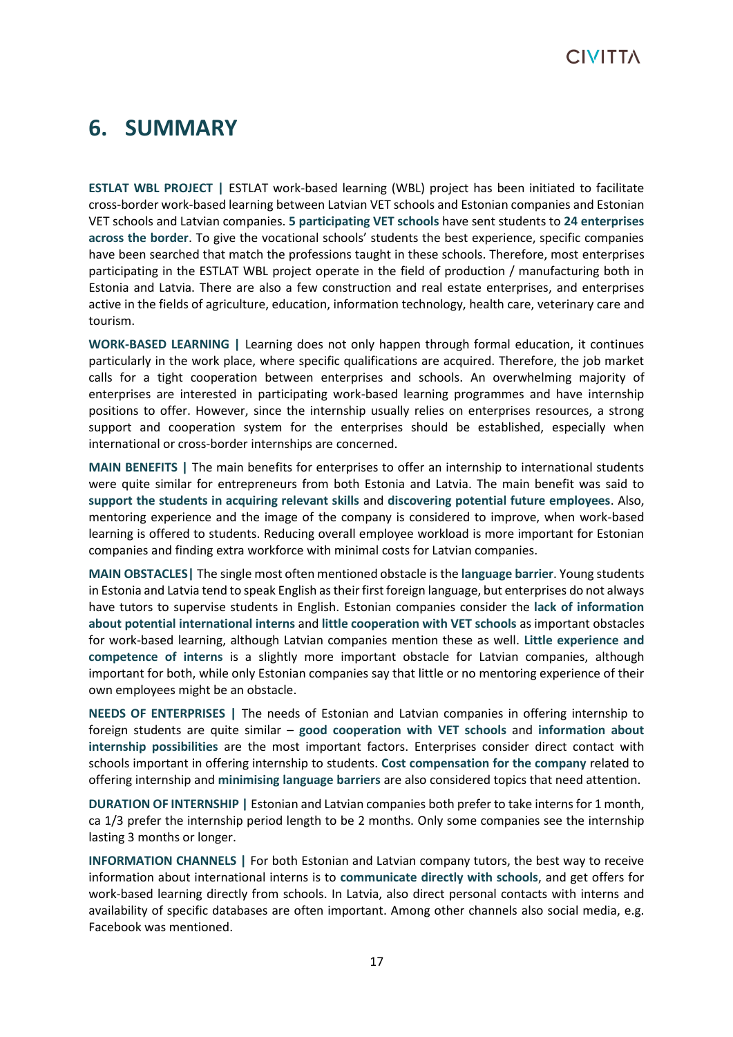# 6. SUMMARY

**ESTLAT WBL PROJECT |** ESTLAT work-based learning (WBL) project has been initiated to facilitate cross-border work-based learning between Latvian VET schools and Estonian companies and Estonian VET schools and Latvian companies. **5 participating VET schools** have sent students to **24 enterprises across the border**. To give the vocational schools' students the best experience, specific companies have been searched that match the professions taught in these schools. Therefore, most enterprises participating in the ESTLAT WBL project operate in the field of production / manufacturing both in Estonia and Latvia. There are also a few construction and real estate enterprises, and enterprises active in the fields of agriculture, education, information technology, health care, veterinary care and tourism.

**WORK-BASED LEARNING |** Learning does not only happen through formal education, it continues particularly in the work place, where specific qualifications are acquired. Therefore, the job market calls for a tight cooperation between enterprises and schools. An overwhelming majority of enterprises are interested in participating work-based learning programmes and have internship positions to offer. However, since the internship usually relies on enterprises resources, a strong support and cooperation system for the enterprises should be established, especially when international or cross-border internships are concerned.

**MAIN BENEFITS |** The main benefits for enterprises to offer an internship to international students were quite similar for entrepreneurs from both Estonia and Latvia. The main benefit was said to **support the students in acquiring relevant skills** and **discovering potential future employees**. Also, mentoring experience and the image of the company is considered to improve, when work-based learning is offered to students. Reducing overall employee workload is more important for Estonian companies and finding extra workforce with minimal costs for Latvian companies.

**MAIN OBSTACLES|** The single most often mentioned obstacle is the **language barrier**. Young students in Estonia and Latvia tend to speak English as their first foreign language, but enterprises do not always have tutors to supervise students in English. Estonian companies consider the **lack of information about potential international interns** and **little cooperation with VET schools** as important obstacles for work-based learning, although Latvian companies mention these as well. **Little experience and competence of interns** is a slightly more important obstacle for Latvian companies, although important for both, while only Estonian companies say that little or no mentoring experience of their own employees might be an obstacle.

**NEEDS OF ENTERPRISES |** The needs of Estonian and Latvian companies in offering internship to foreign students are quite similar – **good cooperation with VET schools** and **information about internship possibilities** are the most important factors. Enterprises consider direct contact with schools important in offering internship to students. **Cost compensation for the company** related to offering internship and **minimising language barriers** are also considered topics that need attention.

**DURATION OF INTERNSHIP |** Estonian and Latvian companies both prefer to take interns for 1 month, ca 1/3 prefer the internship period length to be 2 months. Only some companies see the internship lasting 3 months or longer.

**INFORMATION CHANNELS |** For both Estonian and Latvian company tutors, the best way to receive information about international interns is to **communicate directly with schools**, and get offers for work-based learning directly from schools. In Latvia, also direct personal contacts with interns and availability of specific databases are often important. Among other channels also social media, e.g. Facebook was mentioned.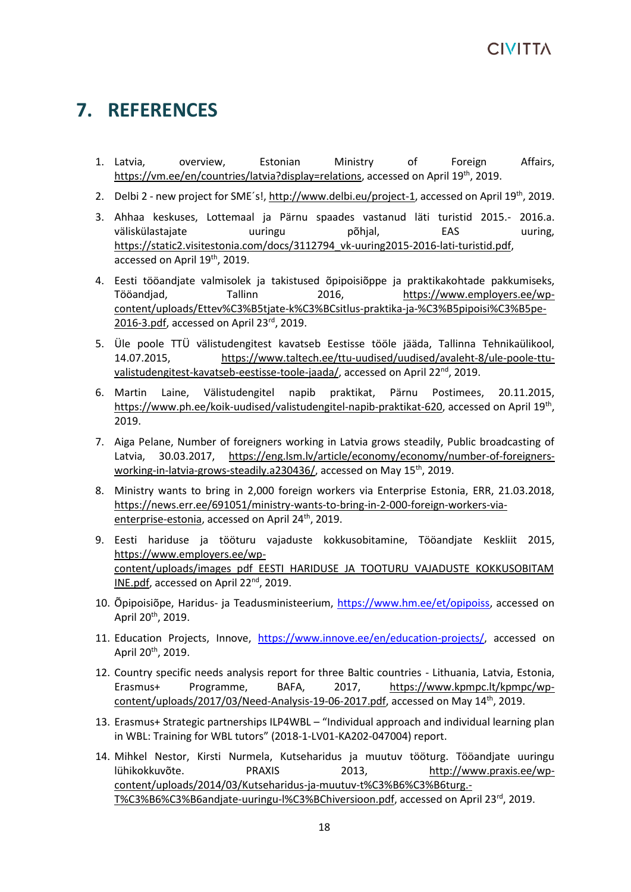# 7. REFERENCES

1. Latvia, overview, Estonian Ministry of Foreign Affairs, https://vm.ee/en/countries/latvia?display=relations, accessed on April 19th, 2019.
2. Delbi 2 - new project for SME´s!, http://www.delbi.eu/project-1, accessed on April 19th, 2019.
3. Ahhaa keskuses, Lottemaal ja Pärnu spaades vastanud läti turistid 2015.- 2016.a. väliskülastajate uuringu põhjal, EAS uuring, https://static2.visitestonia.com/docs/3112794_vk-uuring2015-2016-lati-turistid.pdf, accessed on April 19th, 2019.
4. Eesti tööandjate valmisolek ja takistused õpipoisiõppe ja praktikakohtade pakkumiseks, Tööandjad, Tallinn 2016, https://www.employers.ee/wp-content/uploads/Ettev%C3%B5tjate-k%C3%BCsitlus-praktika-ja-%C3%B5pipoisi%C3%B5pe-2016-3.pdf, accessed on April 23rd, 2019.
5. Üle poole TTÜ välistudengitest kavatseb Eestisse tööle jääda, Tallinna Tehnikaülikool, 14.07.2015, https://www.taltech.ee/ttu-uudised/uudised/avaleht-8/ule-poole-ttu-valistudengitest-kavatseb-eestisse-toole-jaada/, accessed on April 22nd, 2019.
6. Martin Laine, Välistudengitel napib praktikat, Pärnu Postimees, 20.11.2015, https://www.ph.ee/koik-uudised/valistudengitel-napib-praktikat-620, accessed on April 19th, 2019.
7. Aiga Pelane, Number of foreigners working in Latvia grows steadily, Public broadcasting of Latvia, 30.03.2017, https://eng.lsm.lv/article/economy/economy/number-of-foreigners-working-in-latvia-grows-steadily.a230436/, accessed on May 15th, 2019.
8. Ministry wants to bring in 2,000 foreign workers via Enterprise Estonia, ERR, 21.03.2018, https://news.err.ee/691051/ministry-wants-to-bring-in-2-000-foreign-workers-via-enterprise-estonia, accessed on April 24th, 2019.
9. Eesti hariduse ja tööturu vajaduste kokkusobitamine, Tööandjate Keskliit 2015, https://www.employers.ee/wp-content/uploads/images_pdf_EESTI_HARIDUSE_JA_TOOTURU_VAJADUSTE_KOKKUSOBITAMINE.pdf, accessed on April 22nd, 2019.
10. Õpipoisiõpe, Haridus- ja Teadusministeerium, https://www.hm.ee/et/opipoiss, accessed on April 20th, 2019.
11. Education Projects, Innove, https://www.innove.ee/en/education-projects/, accessed on April 20th, 2019.
12. Country specific needs analysis report for three Baltic countries - Lithuania, Latvia, Estonia, Erasmus+ Programme, BAFA, 2017, https://www.kpmpc.lt/kpmpc/wp-content/uploads/2017/03/Need-Analysis-19-06-2017.pdf, accessed on May 14th, 2019.
13. Erasmus+ Strategic partnerships ILP4WBL – "Individual approach and individual learning plan in WBL: Training for WBL tutors" (2018-1-LV01-KA202-047004) report.
14. Mihkel Nestor, Kirsti Nurmela, Kutseharidus ja muutuv tööturg. Tööandjate uuringu lühikokkuvõte. PRAXIS 2013, http://www.praxis.ee/wp-content/uploads/2014/03/Kutseharidus-ja-muutuv-t%C3%B6%C3%B6turg.-T%C3%B6%C3%B6andjate-uuringu-l%C3%BChiversioon.pdf, accessed on April 23rd, 2019.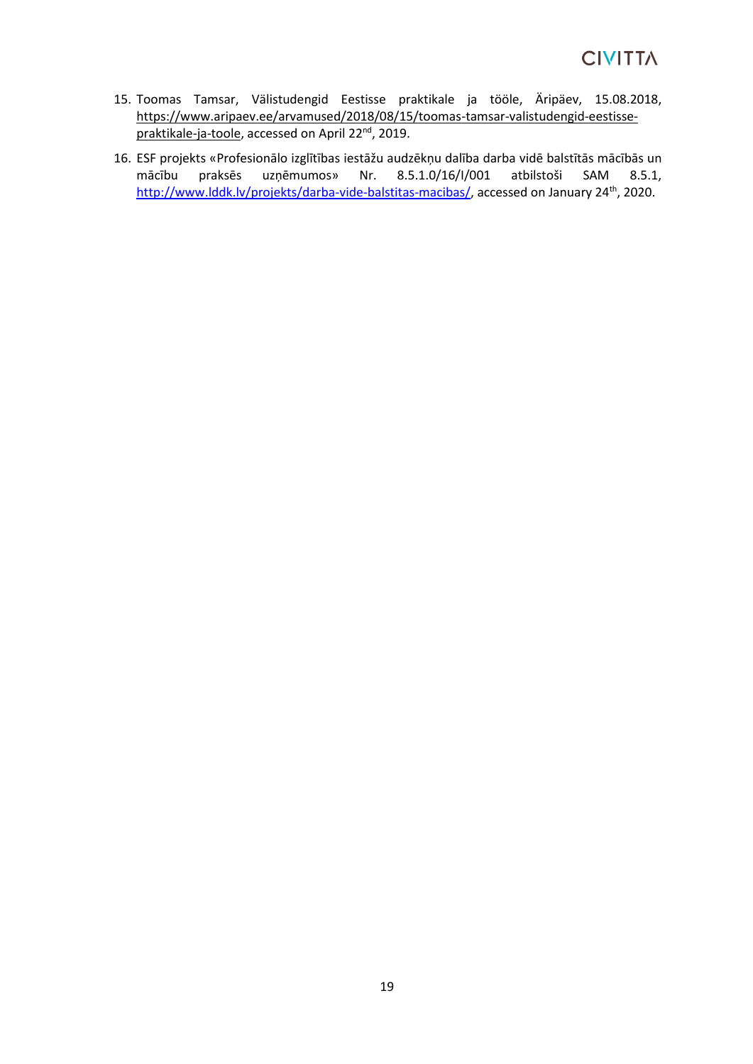15. Toomas Tamsar, Välistudengid Eestisse praktikale ja tööle, Äripäev, 15.08.2018, https://www.aripaev.ee/arvamused/2018/08/15/toomas-tamsar-valistudengid-eestisse-praktikale-ja-toole, accessed on April 22nd, 2019.
16. ESF projekts «Profesionālo izglītības iestāžu audzēkņu dalība darba vidē balstītās mācībās un mācību praksēs uzņēmumos» Nr. 8.5.1.0/16/I/001 atbilstoši SAM 8.5.1, http://www.lddk.lv/projekts/darba-vide-balstitas-macibas/, accessed on January 24th, 2020.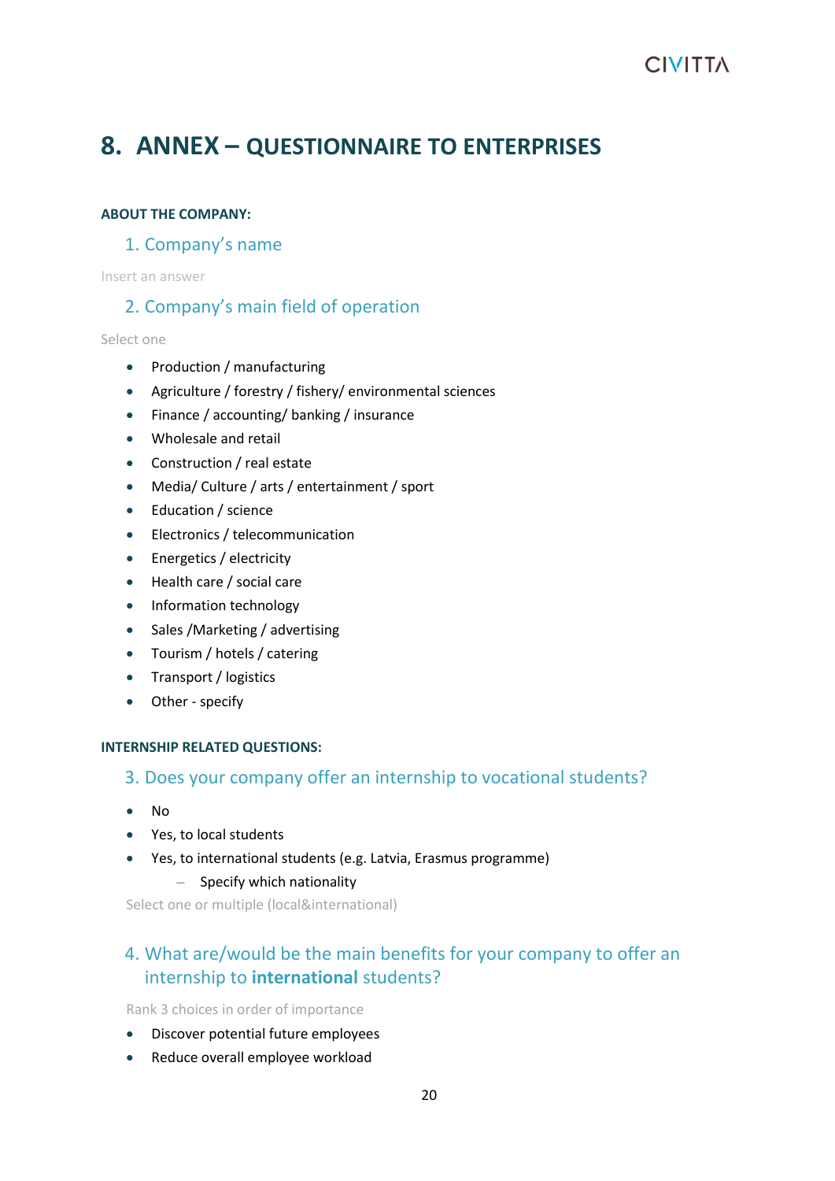# 8. ANNEX – QUESTIONNAIRE TO ENTERPRISES

#### ABOUT THE COMPANY:

### 1. Company's name

Insert an answer

### 2. Company's main field of operation

Select one

- Production / manufacturing
- Agriculture / forestry / fishery/ environmental sciences
- Finance / accounting/ banking / insurance
- Wholesale and retail
- Construction / real estate
- Media/ Culture / arts / entertainment / sport
- Education / science
- Electronics / telecommunication
- Energetics / electricity
- Health care / social care
- Information technology
- Sales /Marketing / advertising
- Tourism / hotels / catering
- Transport / logistics
- Other - specify

#### INTERNSHIP RELATED QUESTIONS:

### 3. Does your company offer an internship to vocational students?

- No
- Yes, to local students
- Yes, to international students (e.g. Latvia, Erasmus programme)
  - Specify which nationality

Select one or multiple (local&international)

### 4. What are/would be the main benefits for your company to offer an internship to **international** students?

Rank 3 choices in order of importance

- Discover potential future employees
- Reduce overall employee workload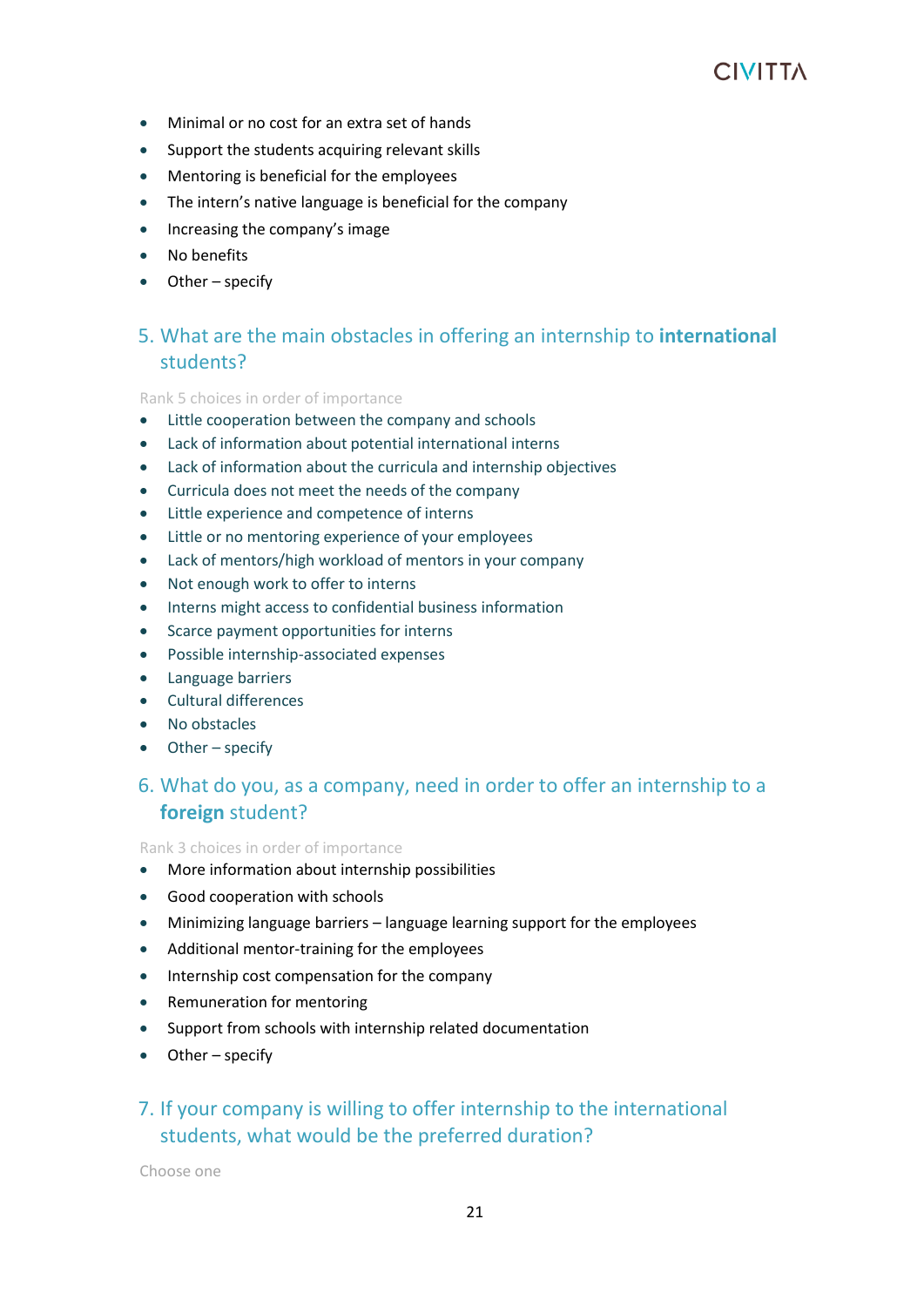- Minimal or no cost for an extra set of hands
- Support the students acquiring relevant skills
- Mentoring is beneficial for the employees
- The intern's native language is beneficial for the company
- Increasing the company's image
- No benefits
- Other – specify

## 5. What are the main obstacles in offering an internship to **international** students?

Rank 5 choices in order of importance

- Little cooperation between the company and schools
- Lack of information about potential international interns
- Lack of information about the curricula and internship objectives
- Curricula does not meet the needs of the company
- Little experience and competence of interns
- Little or no mentoring experience of your employees
- Lack of mentors/high workload of mentors in your company
- Not enough work to offer to interns
- Interns might access to confidential business information
- Scarce payment opportunities for interns
- Possible internship-associated expenses
- Language barriers
- Cultural differences
- No obstacles
- Other – specify

## 6. What do you, as a company, need in order to offer an internship to a **foreign** student?

Rank 3 choices in order of importance

- More information about internship possibilities
- Good cooperation with schools
- Minimizing language barriers – language learning support for the employees
- Additional mentor-training for the employees
- Internship cost compensation for the company
- Remuneration for mentoring
- Support from schools with internship related documentation
- Other – specify

## 7. If your company is willing to offer internship to the international students, what would be the preferred duration?

Choose one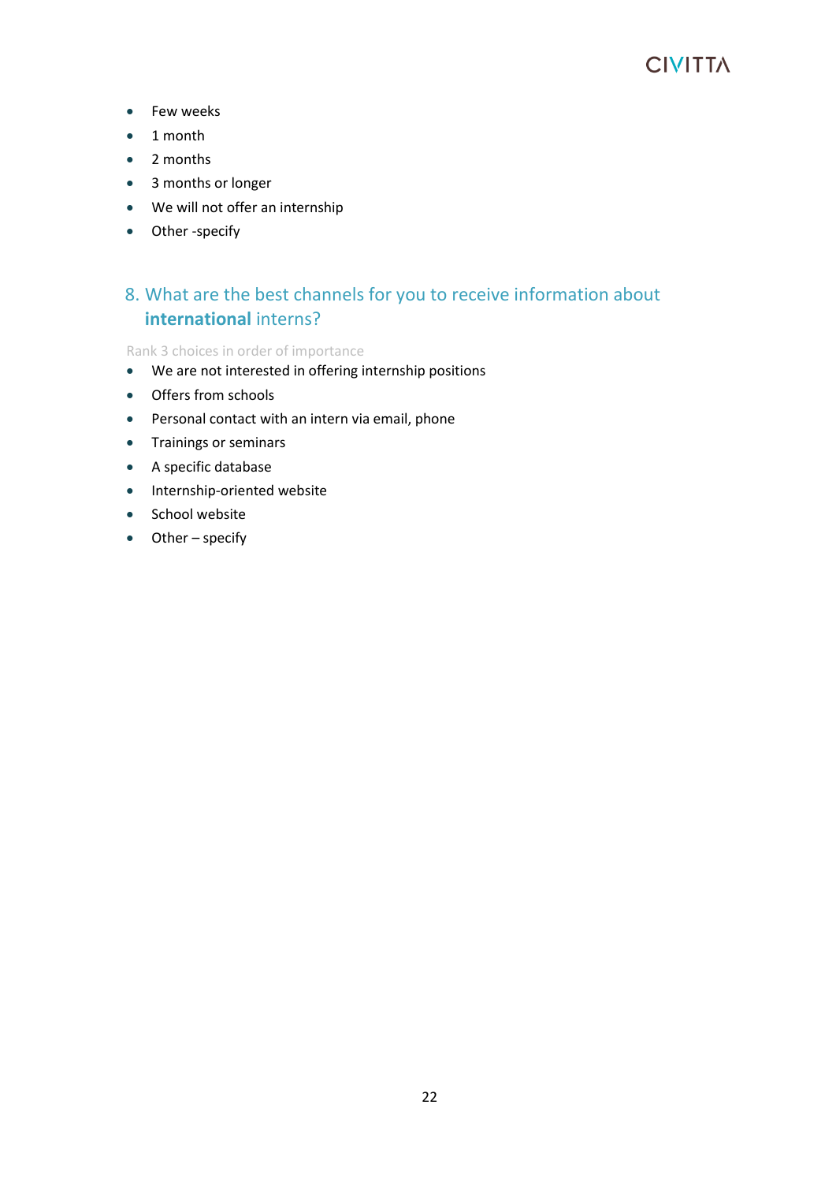- Few weeks
- 1 month
- 2 months
- 3 months or longer
- We will not offer an internship
- Other -specify

## 8. What are the best channels for you to receive information about **international** interns?

Rank 3 choices in order of importance

- We are not interested in offering internship positions
- Offers from schools
- Personal contact with an intern via email, phone
- Trainings or seminars
- A specific database
- Internship-oriented website
- School website
- Other – specify